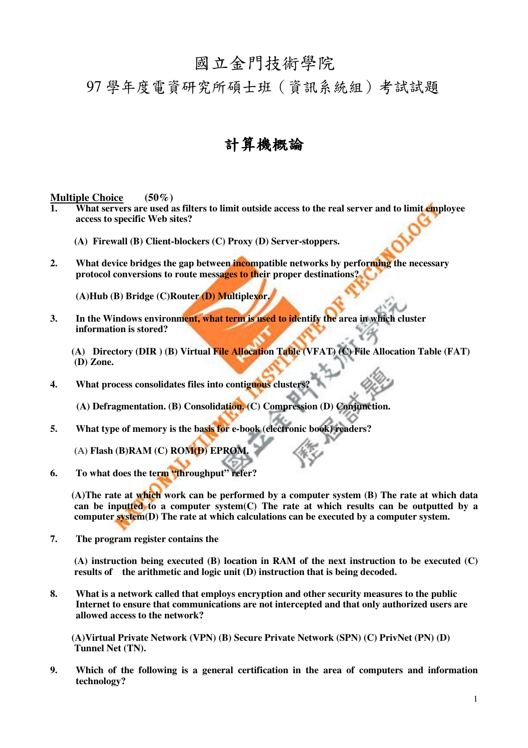# 國立金門技術學院

## 97 學年度電資研究所碩士班（資訊系統組）考試試題

## 計算機概論

**Multiple Choice (50%)**

1. **What servers are used as filters to limit outside access to the real server and to limit employee access to specific Web sites?**

   **(A) Firewall (B) Client-blockers (C) Proxy (D) Server-stoppers.**

2. **What device bridges the gap between incompatible networks by performing the necessary protocol conversions to route messages to their proper destinations?**

   **(A)Hub (B) Bridge (C)Router (D) Multiplexor.**

3. **In the Windows environment, what term is used to identify the area in which cluster information is stored?**

   **(A) Directory (DIR ) (B) Virtual File Allocation Table (VFAT) (C) File Allocation Table (FAT) (D) Zone.**

4. **What process consolidates files into contiguous clusters?**

   **(A) Defragmentation. (B) Consolidation. (C) Compression (D) Conjunction.**

5. **What type of memory is the basis for e-book (electronic book) readers?**

   (A) **Flash (B)RAM (C) ROM(D) EPROM.**

6. **To what does the term "throughput" refer?**

   **(A)The rate at which work can be performed by a computer system (B) The rate at which data can be inputted to a computer system(C) The rate at which results can be outputted by a computer system(D) The rate at which calculations can be executed by a computer system.**

7. **The program register contains the**

   **(A) instruction being executed (B) location in RAM of the next instruction to be executed (C) results of the arithmetic and logic unit (D) instruction that is being decoded.**

8. **What is a network called that employs encryption and other security measures to the public Internet to ensure that communications are not intercepted and that only authorized users are allowed access to the network?**

   **(A)Virtual Private Network (VPN) (B) Secure Private Network (SPN) (C) PrivNet (PN) (D) Tunnel Net (TN).**

9. **Which of the following is a general certification in the area of computers and information technology?**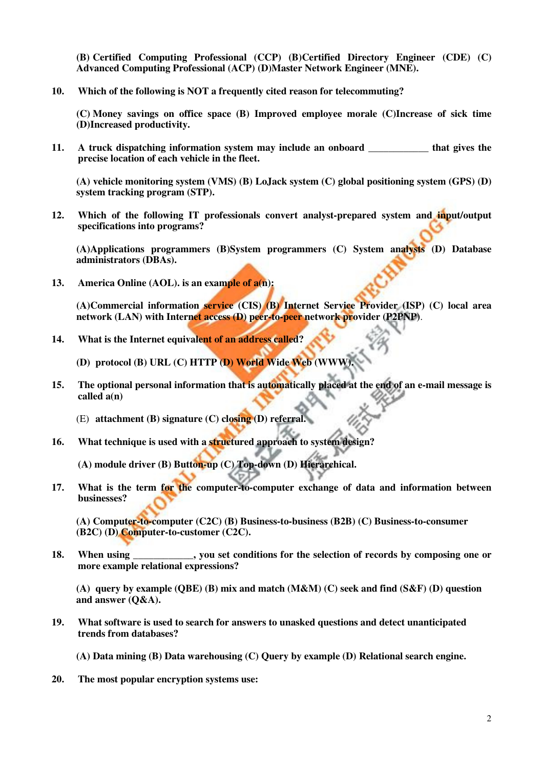**(B) Certified Computing Professional (CCP) (B)Certified Directory Engineer (CDE) (C) Advanced Computing Professional (ACP) (D)Master Network Engineer (MNE).**

10. **Which of the following is NOT a frequently cited reason for telecommuting?**

    **(C) Money savings on office space (B) Improved employee morale (C)Increase of sick time (D)Increased productivity.**

11. **A truck dispatching information system may include an onboard ____________ that gives the precise location of each vehicle in the fleet.**

    **(A) vehicle monitoring system (VMS) (B) LoJack system (C) global positioning system (GPS) (D) system tracking program (STP).**

12. **Which of the following IT professionals convert analyst-prepared system and input/output specifications into programs?**

    **(A)Applications programmers (B)System programmers (C) System analysts (D) Database administrators (DBAs).**

13. **America Online (AOL). is an example of a(n):**

    **(A)Commercial information service (CIS) (B) Internet Service Provider (ISP) (C) local area network (LAN) with Internet access (D) peer-to-peer network provider (P2PNP).**

14. **What is the Internet equivalent of an address called?**

    **(D) protocol (B) URL (C) HTTP (D) World Wide Web (WWW).**

15. **The optional personal information that is automatically placed at the end of an e-mail message is called a(n)**

    (E) **attachment (B) signature (C) closing (D) referral.**

16. **What technique is used with a structured approach to system design?**

    **(A) module driver (B) Button-up (C) Top-down (D) Hierarchical.**

17. **What is the term for the computer-to-computer exchange of data and information between businesses?**

    **(A) Computer-to-computer (C2C) (B) Business-to-business (B2B) (C) Business-to-consumer (B2C) (D) Computer-to-customer (C2C).**

18. **When using ____________, you set conditions for the selection of records by composing one or more example relational expressions?**

    **(A) query by example (QBE) (B) mix and match (M&M) (C) seek and find (S&F) (D) question and answer (Q&A).**

19. **What software is used to search for answers to unasked questions and detect unanticipated trends from databases?**

    **(A) Data mining (B) Data warehousing (C) Query by example (D) Relational search engine.**

20. **The most popular encryption systems use:**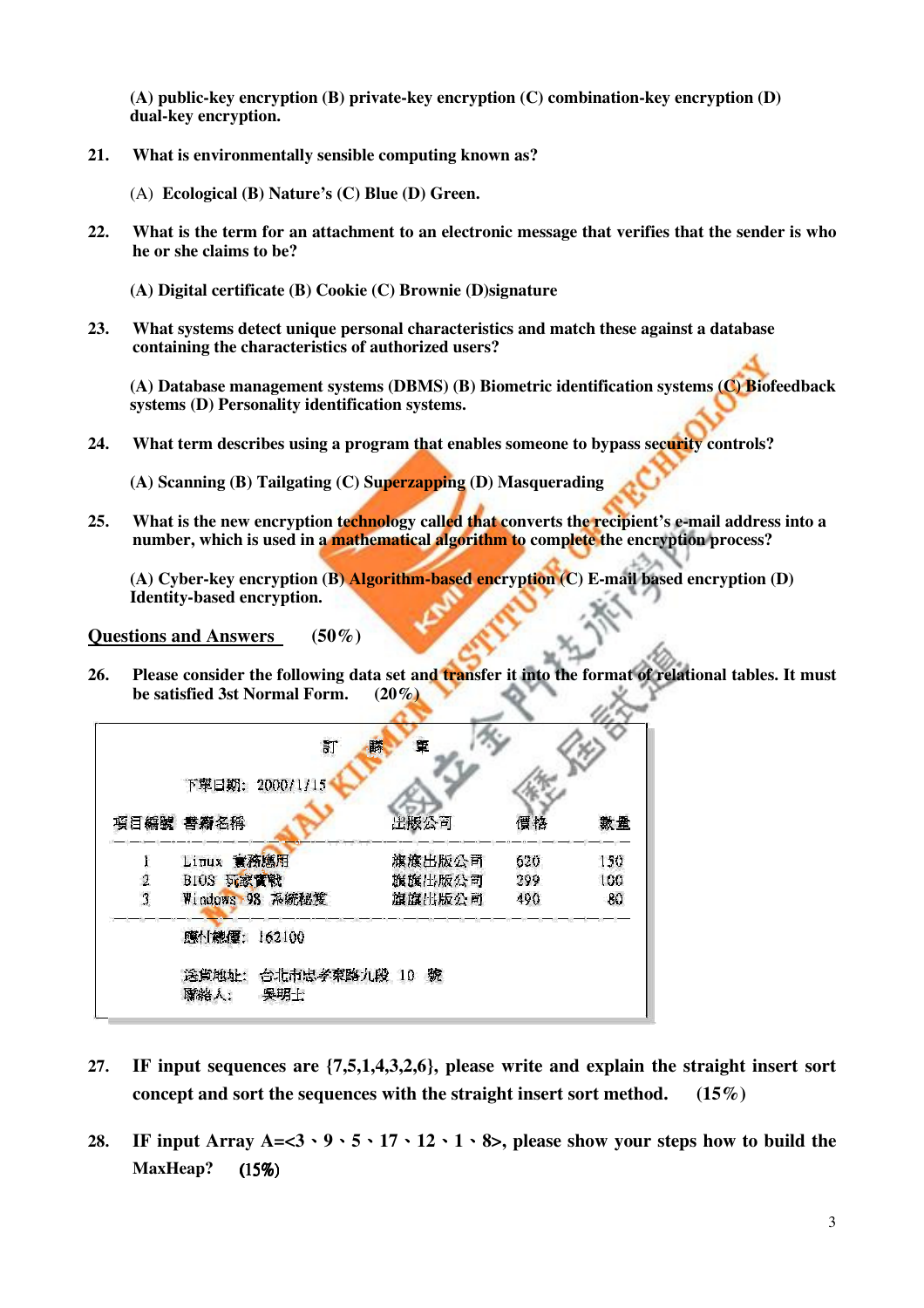(A) public-key encryption (B) private-key encryption (C) combination-key encryption (D) dual-key encryption.

21. What is environmentally sensible computing known as?

    (A) Ecological (B) Nature's (C) Blue (D) Green.

22. What is the term for an attachment to an electronic message that verifies that the sender is who he or she claims to be?

    (A) Digital certificate (B) Cookie (C) Brownie (D)signature

23. What systems detect unique personal characteristics and match these against a database containing the characteristics of authorized users?

    (A) Database management systems (DBMS) (B) Biometric identification systems (C) Biofeedback systems (D) Personality identification systems.

24. What term describes using a program that enables someone to bypass security controls?

    (A) Scanning (B) Tailgating (C) Superzapping (D) Masquerading

25. What is the new encryption technology called that converts the recipient's e-mail address into a number, which is used in a mathematical algorithm to complete the encryption process?

    (A) Cyber-key encryption (B) Algorithm-based encryption (C) E-mail based encryption (D) Identity-based encryption.

## Questions and Answers (50%)

26. Please consider the following data set and transfer it into the format of relational tables. It must be satisfied 3st Normal Form. (20%)

訂　購　單

下單日期: 2000/1/15

| 項目編號 | 書籍名稱 | 出版公司 | 價格 | 數量 |
|---|---|---|---|---|
| 1 | Linux 實務應用 | 旗旗出版公司 | 620 | 150 |
| 2 | BIOS 玩家實戰 | 旗旗出版公司 | 299 | 100 |
| 3 | Windows 98 系統秘笈 | 旗旗出版公司 | 490 | 80 |

應付總價: 162100

送貨地址: 台北市忠孝東路九段 10 號
聯絡人: 吳明士

27. IF input sequences are {7,5,1,4,3,2,6}, please write and explain the straight insert sort concept and sort the sequences with the straight insert sort method. (15%)

28. IF input Array A=<3、9、5、17、12、1、8>, please show your steps how to build the MaxHeap? (15%)